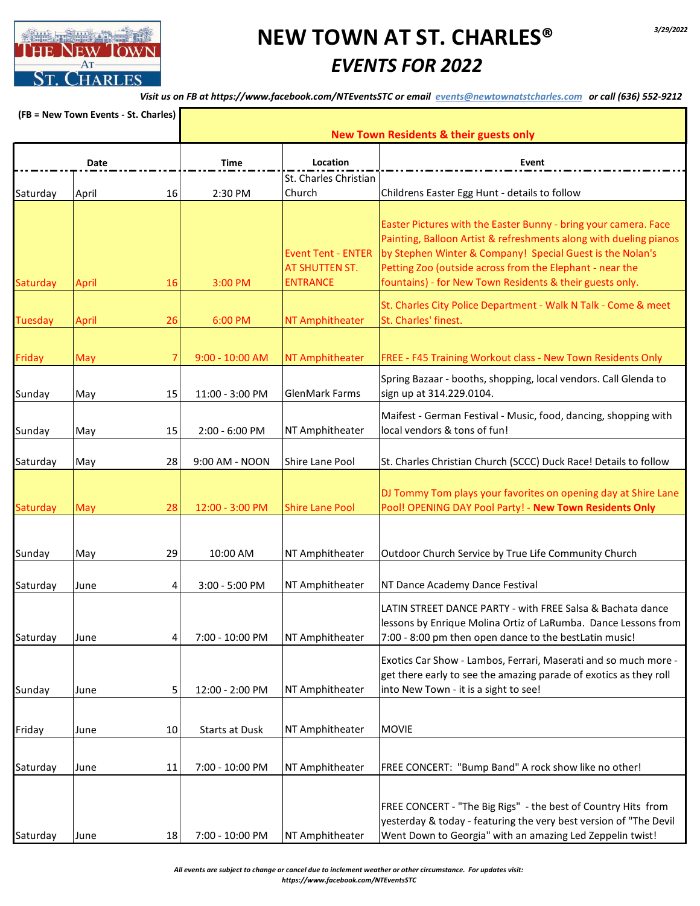# NEW TOWN AT ST. CHARLES®

## *EVENTS FOR 2022*

*3/29/2022*

***Visit us on FB at https://www.facebook.com/NTEventsSTC or email events@newtownatstcharles.com or call (636) 552-9212***

**(FB = New Town Events - St. Charles)**

**New Town Residents & their guests only**

| Date | | | Time | Location | Event |
|---|---|---|---|---|---|
| Saturday | April | 16 | 2:30 PM | St. Charles Christian Church | Childrens Easter Egg Hunt - details to follow |
| Saturday | April | 16 | 3:00 PM | Event Tent - ENTER AT SHUTTEN ST. ENTRANCE | Easter Pictures with the Easter Bunny - bring your camera. Face Painting, Balloon Artist & refreshments along with dueling pianos by Stephen Winter & Company! Special Guest is the Nolan's Petting Zoo (outside across from the Elephant - near the fountains) - for New Town Residents & their guests only. |
| Tuesday | April | 26 | 6:00 PM | NT Amphitheater | St. Charles City Police Department - Walk N Talk - Come & meet St. Charles' finest. |
| Friday | May | 7 | 9:00 - 10:00 AM | NT Amphitheater | FREE - F45 Training Workout class - New Town Residents Only |
| Sunday | May | 15 | 11:00 - 3:00 PM | GlenMark Farms | Spring Bazaar - booths, shopping, local vendors. Call Glenda to sign up at 314.229.0104. |
| Sunday | May | 15 | 2:00 - 6:00 PM | NT Amphitheater | Maifest - German Festival - Music, food, dancing, shopping with local vendors & tons of fun! |
| Saturday | May | 28 | 9:00 AM - NOON | Shire Lane Pool | St. Charles Christian Church (SCCC) Duck Race! Details to follow |
| Saturday | May | 28 | 12:00 - 3:00 PM | Shire Lane Pool | DJ Tommy Tom plays your favorites on opening day at Shire Lane Pool! OPENING DAY Pool Party! - **New Town Residents Only** |
| Sunday | May | 29 | 10:00 AM | NT Amphitheater | Outdoor Church Service by True Life Community Church |
| Saturday | June | 4 | 3:00 - 5:00 PM | NT Amphitheater | NT Dance Academy Dance Festival |
| Saturday | June | 4 | 7:00 - 10:00 PM | NT Amphitheater | LATIN STREET DANCE PARTY - with FREE Salsa & Bachata dance lessons by Enrique Molina Ortiz of LaRumba. Dance Lessons from 7:00 - 8:00 pm then open dance to the bestLatin music! |
| Sunday | June | 5 | 12:00 - 2:00 PM | NT Amphitheater | Exotics Car Show - Lambos, Ferrari, Maserati and so much more - get there early to see the amazing parade of exotics as they roll into New Town - it is a sight to see! |
| Friday | June | 10 | Starts at Dusk | NT Amphitheater | MOVIE |
| Saturday | June | 11 | 7:00 - 10:00 PM | NT Amphitheater | FREE CONCERT: "Bump Band" A rock show like no other! |
| Saturday | June | 18 | 7:00 - 10:00 PM | NT Amphitheater | FREE CONCERT - "The Big Rigs" - the best of Country Hits from yesterday & today - featuring the very best version of "The Devil Went Down to Georgia" with an amazing Led Zeppelin twist! |

***All events are subject to change or cancel due to inclement weather or other circumstance. For updates visit: https://www.facebook.com/NTEventsSTC***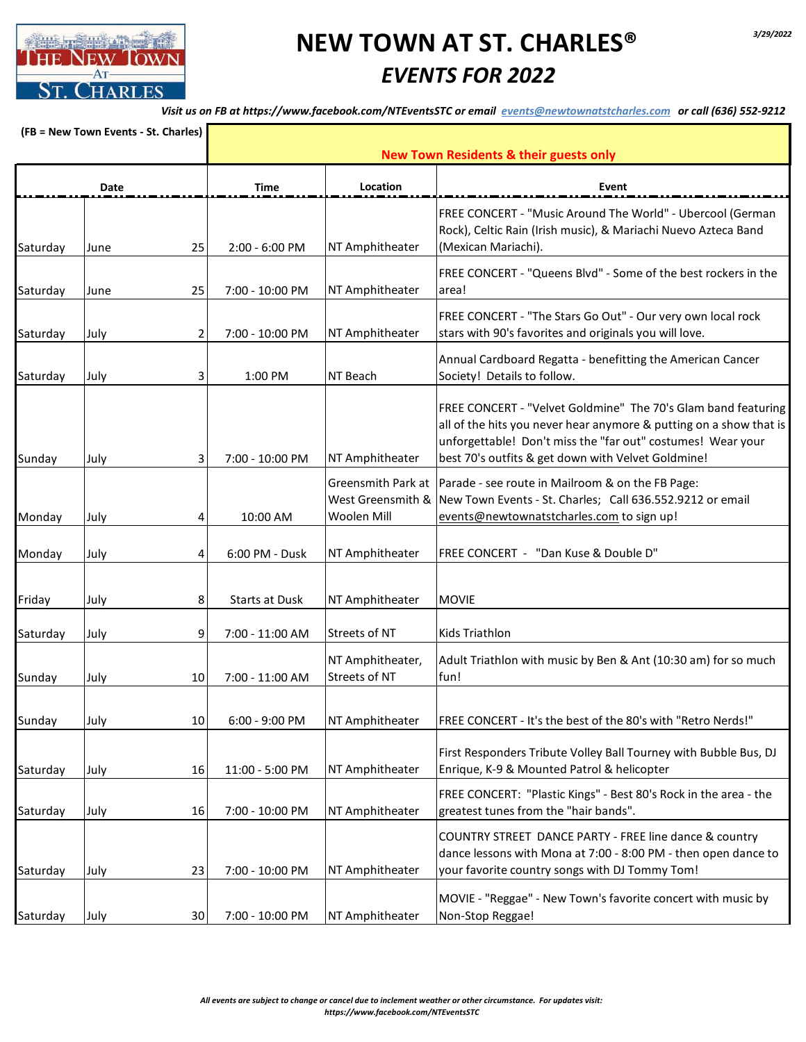THE NEW TOWN AT ST. CHARLES

# NEW TOWN AT ST. CHARLES®

## *EVENTS FOR 2022*

3/29/2022

***Visit us on FB at https://www.facebook.com/NTEventsSTC or email events@newtownatstcharles.com or call (636) 552-9212***

**(FB = New Town Events - St. Charles)**

**New Town Residents & their guests only**

| Date | | | Time | Location | Event |
|---|---|---|---|---|---|
| Saturday | June | 25 | 2:00 - 6:00 PM | NT Amphitheater | FREE CONCERT - "Music Around The World" - Ubercool (German Rock), Celtic Rain (Irish music), & Mariachi Nuevo Azteca Band (Mexican Mariachi). |
| Saturday | June | 25 | 7:00 - 10:00 PM | NT Amphitheater | FREE CONCERT - "Queens Blvd" - Some of the best rockers in the area! |
| Saturday | July | 2 | 7:00 - 10:00 PM | NT Amphitheater | FREE CONCERT - "The Stars Go Out" - Our very own local rock stars with 90's favorites and originals you will love. |
| Saturday | July | 3 | 1:00 PM | NT Beach | Annual Cardboard Regatta - benefitting the American Cancer Society! Details to follow. |
| Sunday | July | 3 | 7:00 - 10:00 PM | NT Amphitheater | FREE CONCERT - "Velvet Goldmine" The 70's Glam band featuring all of the hits you never hear anymore & putting on a show that is unforgettable! Don't miss the "far out" costumes! Wear your best 70's outfits & get down with Velvet Goldmine! |
| Monday | July | 4 | 10:00 AM | Greensmith Park at West Greensmith & Woolen Mill | Parade - see route in Mailroom & on the FB Page: New Town Events - St. Charles; Call 636.552.9212 or email events@newtownatstcharles.com to sign up! |
| Monday | July | 4 | 6:00 PM - Dusk | NT Amphitheater | FREE CONCERT - "Dan Kuse & Double D" |
| Friday | July | 8 | Starts at Dusk | NT Amphitheater | MOVIE |
| Saturday | July | 9 | 7:00 - 11:00 AM | Streets of NT | Kids Triathlon |
| Sunday | July | 10 | 7:00 - 11:00 AM | NT Amphitheater, Streets of NT | Adult Triathlon with music by Ben & Ant (10:30 am) for so much fun! |
| Sunday | July | 10 | 6:00 - 9:00 PM | NT Amphitheater | FREE CONCERT - It's the best of the 80's with "Retro Nerds!" |
| Saturday | July | 16 | 11:00 - 5:00 PM | NT Amphitheater | First Responders Tribute Volley Ball Tourney with Bubble Bus, DJ Enrique, K-9 & Mounted Patrol & helicopter |
| Saturday | July | 16 | 7:00 - 10:00 PM | NT Amphitheater | FREE CONCERT: "Plastic Kings" - Best 80's Rock in the area - the greatest tunes from the "hair bands". |
| Saturday | July | 23 | 7:00 - 10:00 PM | NT Amphitheater | COUNTRY STREET DANCE PARTY - FREE line dance & country dance lessons with Mona at 7:00 - 8:00 PM - then open dance to your favorite country songs with DJ Tommy Tom! |
| Saturday | July | 30 | 7:00 - 10:00 PM | NT Amphitheater | MOVIE - "Reggae" - New Town's favorite concert with music by Non-Stop Reggae! |

*All events are subject to change or cancel due to inclement weather or other circumstance. For updates visit:*
*https://www.facebook.com/NTEventsSTC*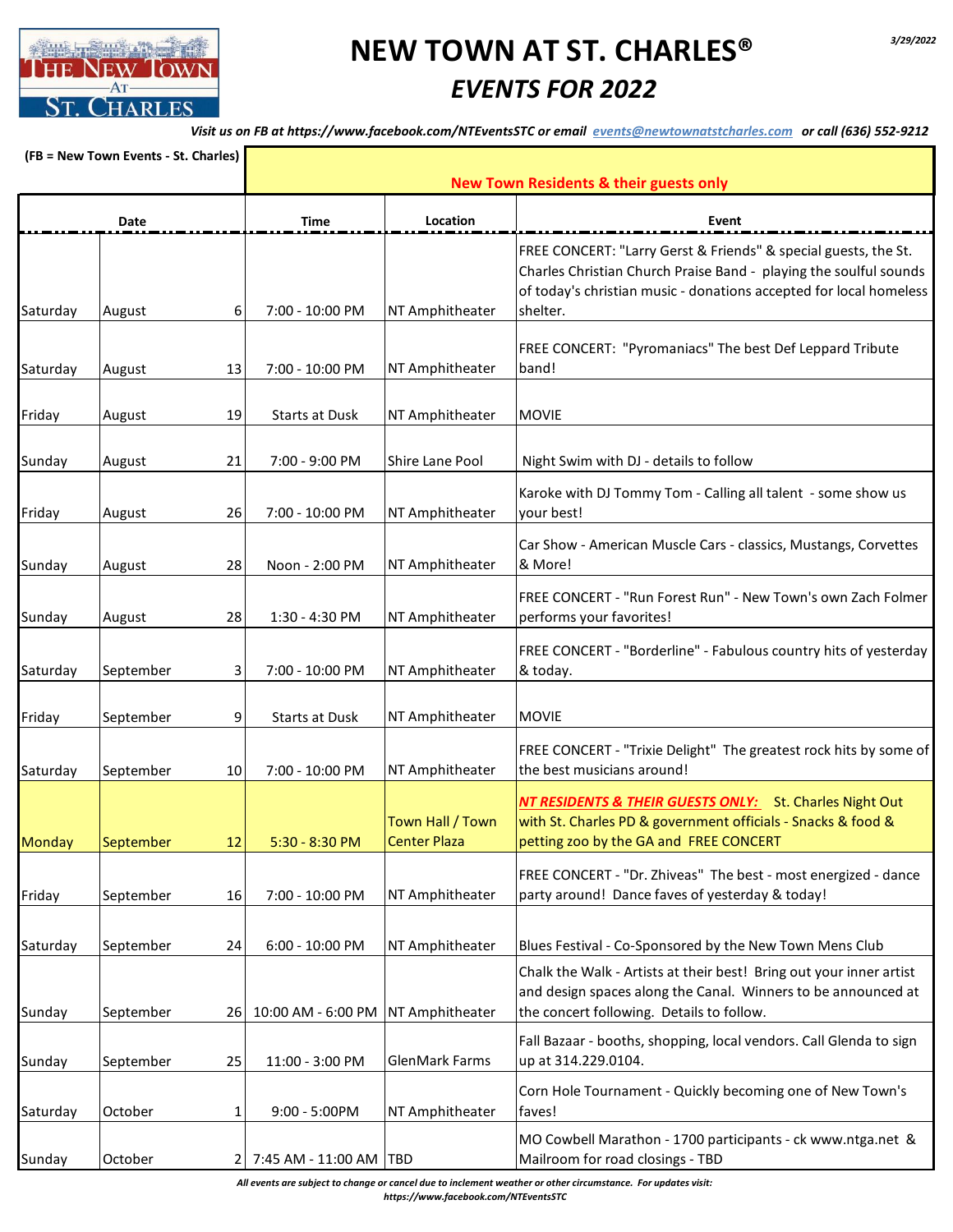3/29/2022

# NEW TOWN AT ST. CHARLES®

## *EVENTS FOR 2022*

***Visit us on FB at https://www.facebook.com/NTEventsSTC or email events@newtownatstcharles.com or call (636) 552-9212***

**(FB = New Town Events - St. Charles)**

**New Town Residents & their guests only**

| Date | | | Time | Location | Event |
|---|---|---|---|---|---|
| Saturday | August | 6 | 7:00 - 10:00 PM | NT Amphitheater | FREE CONCERT: "Larry Gerst & Friends" & special guests, the St. Charles Christian Church Praise Band - playing the soulful sounds of today's christian music - donations accepted for local homeless shelter. |
| Saturday | August | 13 | 7:00 - 10:00 PM | NT Amphitheater | FREE CONCERT: "Pyromaniacs" The best Def Leppard Tribute band! |
| Friday | August | 19 | Starts at Dusk | NT Amphitheater | MOVIE |
| Sunday | August | 21 | 7:00 - 9:00 PM | Shire Lane Pool | Night Swim with DJ - details to follow |
| Friday | August | 26 | 7:00 - 10:00 PM | NT Amphitheater | Karoke with DJ Tommy Tom - Calling all talent - some show us your best! |
| Sunday | August | 28 | Noon - 2:00 PM | NT Amphitheater | Car Show - American Muscle Cars - classics, Mustangs, Corvettes & More! |
| Sunday | August | 28 | 1:30 - 4:30 PM | NT Amphitheater | FREE CONCERT - "Run Forest Run" - New Town's own Zach Folmer performs your favorites! |
| Saturday | September | 3 | 7:00 - 10:00 PM | NT Amphitheater | FREE CONCERT - "Borderline" - Fabulous country hits of yesterday & today. |
| Friday | September | 9 | Starts at Dusk | NT Amphitheater | MOVIE |
| Saturday | September | 10 | 7:00 - 10:00 PM | NT Amphitheater | FREE CONCERT - "Trixie Delight" The greatest rock hits by some of the best musicians around! |
| Monday | September | 12 | 5:30 - 8:30 PM | Town Hall / Town Center Plaza | ***NT RESIDENTS & THEIR GUESTS ONLY:*** St. Charles Night Out with St. Charles PD & government officials - Snacks & food & petting zoo by the GA and FREE CONCERT |
| Friday | September | 16 | 7:00 - 10:00 PM | NT Amphitheater | FREE CONCERT - "Dr. Zhiveas" The best - most energized - dance party around! Dance faves of yesterday & today! |
| Saturday | September | 24 | 6:00 - 10:00 PM | NT Amphitheater | Blues Festival - Co-Sponsored by the New Town Mens Club |
| Sunday | September | 26 | 10:00 AM - 6:00 PM | NT Amphitheater | Chalk the Walk - Artists at their best! Bring out your inner artist and design spaces along the Canal. Winners to be announced at the concert following. Details to follow. |
| Sunday | September | 25 | 11:00 - 3:00 PM | GlenMark Farms | Fall Bazaar - booths, shopping, local vendors. Call Glenda to sign up at 314.229.0104. |
| Saturday | October | 1 | 9:00 - 5:00PM | NT Amphitheater | Corn Hole Tournament - Quickly becoming one of New Town's faves! |
| Sunday | October | 2 | 7:45 AM - 11:00 AM | TBD | MO Cowbell Marathon - 1700 participants - ck www.ntga.net & Mailroom for road closings - TBD |

***All events are subject to change or cancel due to inclement weather or other circumstance. For updates visit: https://www.facebook.com/NTEventsSTC***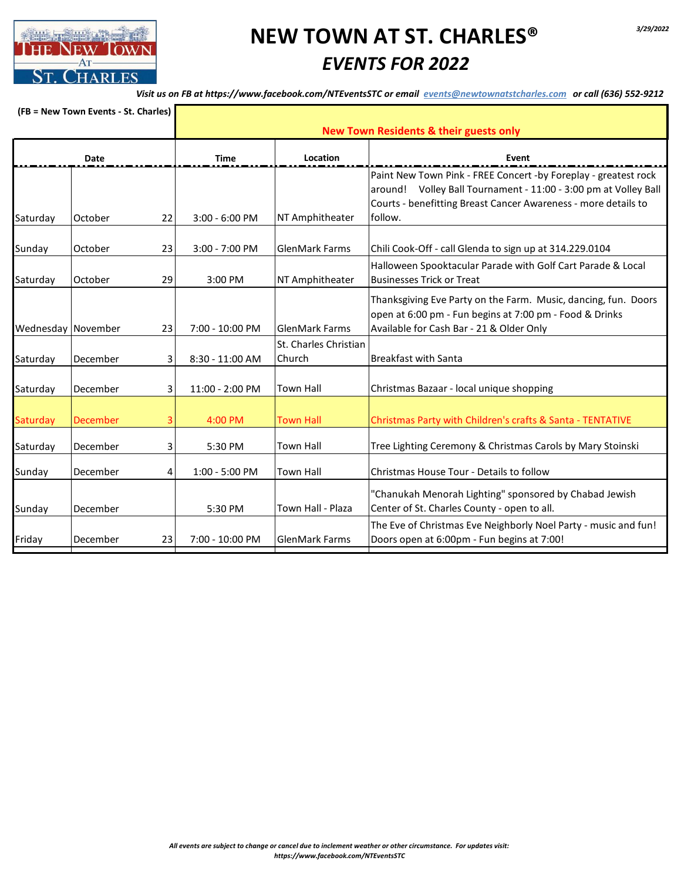# NEW TOWN AT ST. CHARLES®

## *EVENTS FOR 2022*

*3/29/2022*

***Visit us on FB at https://www.facebook.com/NTEventsSTC or email events@newtownatstcharles.com or call (636) 552-9212***

**(FB = New Town Events - St. Charles)**

**New Town Residents & their guests only**

| Date | | | Time | Location | Event |
|---|---|---|---|---|---|
| Saturday | October | 22 | 3:00 - 6:00 PM | NT Amphitheater | Paint New Town Pink - FREE Concert -by Foreplay - greatest rock around! Volley Ball Tournament - 11:00 - 3:00 pm at Volley Ball Courts - benefitting Breast Cancer Awareness - more details to follow. |
| Sunday | October | 23 | 3:00 - 7:00 PM | GlenMark Farms | Chili Cook-Off - call Glenda to sign up at 314.229.0104 |
| Saturday | October | 29 | 3:00 PM | NT Amphitheater | Halloween Spooktacular Parade with Golf Cart Parade & Local Businesses Trick or Treat |
| Wednesday | November | 23 | 7:00 - 10:00 PM | GlenMark Farms | Thanksgiving Eve Party on the Farm. Music, dancing, fun. Doors open at 6:00 pm - Fun begins at 7:00 pm - Food & Drinks Available for Cash Bar - 21 & Older Only |
| Saturday | December | 3 | 8:30 - 11:00 AM | St. Charles Christian Church | Breakfast with Santa |
| Saturday | December | 3 | 11:00 - 2:00 PM | Town Hall | Christmas Bazaar - local unique shopping |
| Saturday | December | 3 | 4:00 PM | Town Hall | Christmas Party with Children's crafts & Santa - TENTATIVE |
| Saturday | December | 3 | 5:30 PM | Town Hall | Tree Lighting Ceremony & Christmas Carols by Mary Stoinski |
| Sunday | December | 4 | 1:00 - 5:00 PM | Town Hall | Christmas House Tour - Details to follow |
| Sunday | December | | 5:30 PM | Town Hall - Plaza | "Chanukah Menorah Lighting" sponsored by Chabad Jewish Center of St. Charles County - open to all. |
| Friday | December | 23 | 7:00 - 10:00 PM | GlenMark Farms | The Eve of Christmas Eve Neighborly Noel Party - music and fun! Doors open at 6:00pm - Fun begins at 7:00! |

***All events are subject to change or cancel due to inclement weather or other circumstance. For updates visit: https://www.facebook.com/NTEventsSTC***